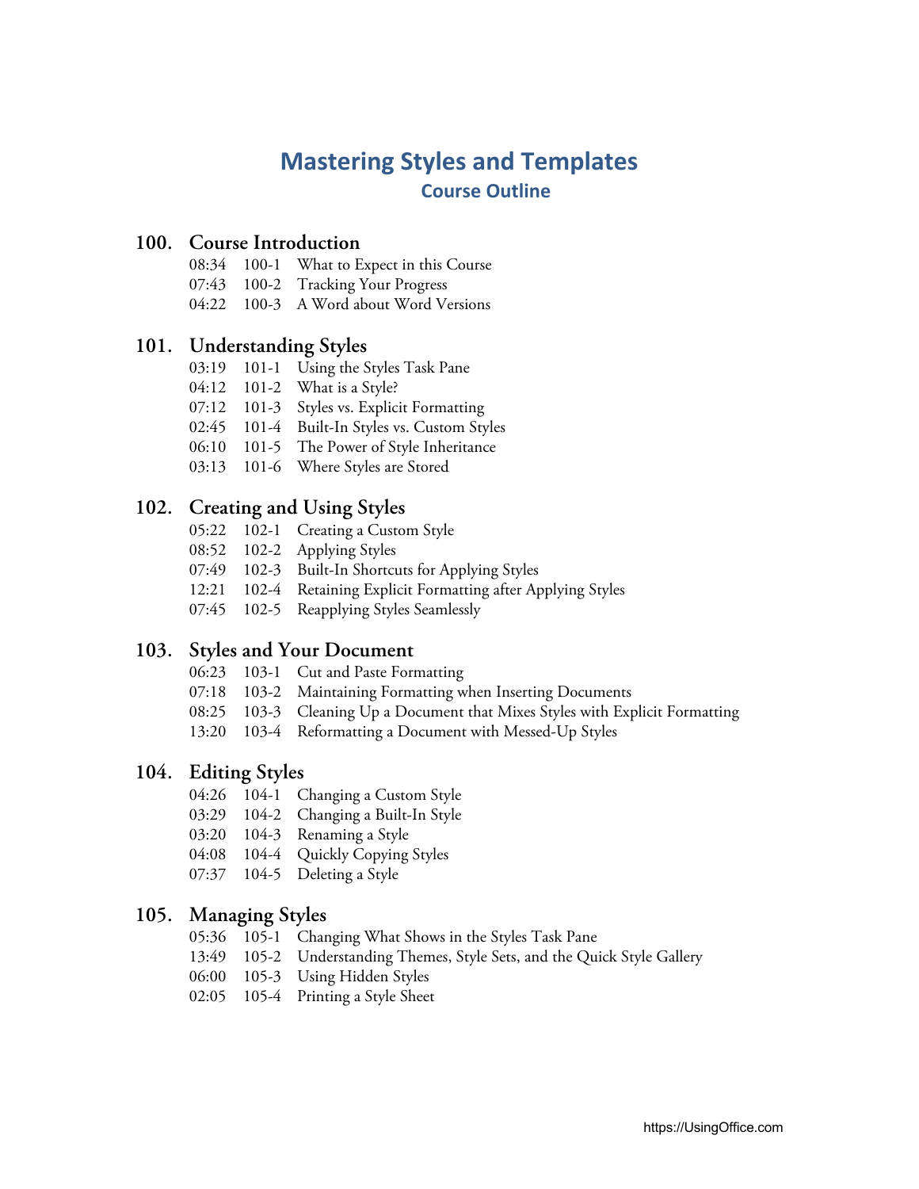# Mastering Styles and Templates

## Course Outline

### 100. Course Introduction

08:34 100-1 What to Expect in this Course
07:43 100-2 Tracking Your Progress
04:22 100-3 A Word about Word Versions

### 101. Understanding Styles

03:19 101-1 Using the Styles Task Pane
04:12 101-2 What is a Style?
07:12 101-3 Styles vs. Explicit Formatting
02:45 101-4 Built-In Styles vs. Custom Styles
06:10 101-5 The Power of Style Inheritance
03:13 101-6 Where Styles are Stored

### 102. Creating and Using Styles

05:22 102-1 Creating a Custom Style
08:52 102-2 Applying Styles
07:49 102-3 Built-In Shortcuts for Applying Styles
12:21 102-4 Retaining Explicit Formatting after Applying Styles
07:45 102-5 Reapplying Styles Seamlessly

### 103. Styles and Your Document

06:23 103-1 Cut and Paste Formatting
07:18 103-2 Maintaining Formatting when Inserting Documents
08:25 103-3 Cleaning Up a Document that Mixes Styles with Explicit Formatting
13:20 103-4 Reformatting a Document with Messed-Up Styles

### 104. Editing Styles

04:26 104-1 Changing a Custom Style
03:29 104-2 Changing a Built-In Style
03:20 104-3 Renaming a Style
04:08 104-4 Quickly Copying Styles
07:37 104-5 Deleting a Style

### 105. Managing Styles

05:36 105-1 Changing What Shows in the Styles Task Pane
13:49 105-2 Understanding Themes, Style Sets, and the Quick Style Gallery
06:00 105-3 Using Hidden Styles
02:05 105-4 Printing a Style Sheet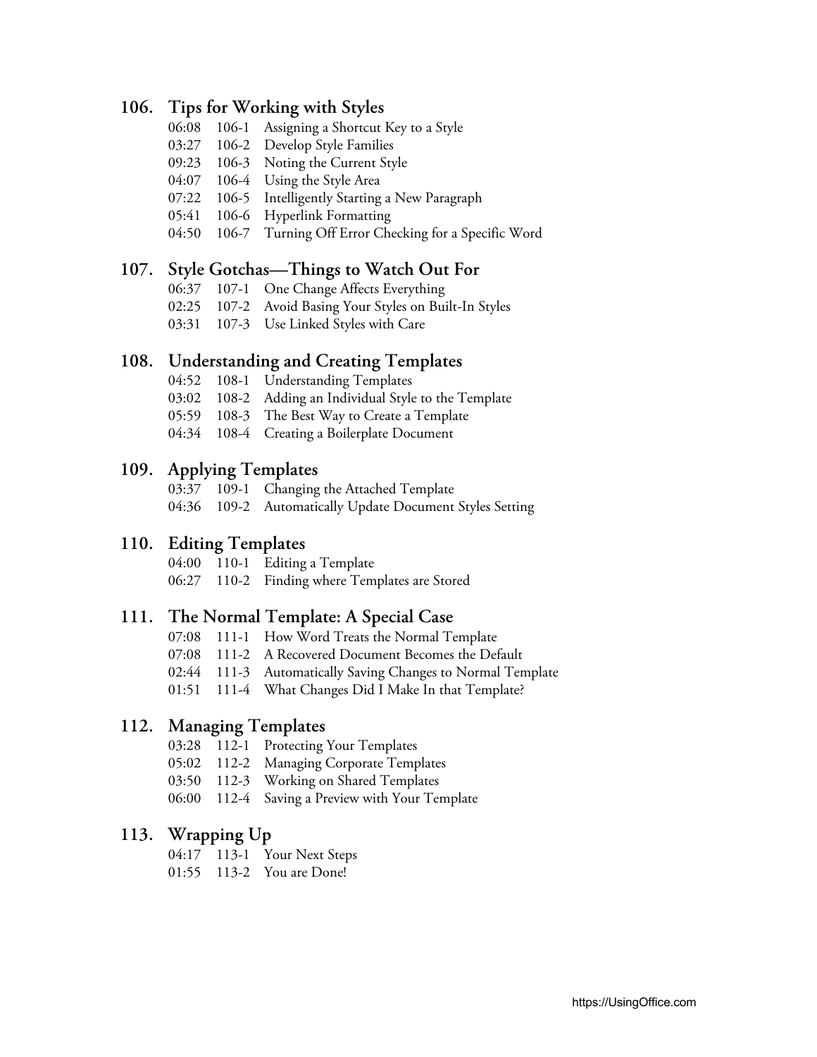## 106. Tips for Working with Styles

06:08 106-1 Assigning a Shortcut Key to a Style
03:27 106-2 Develop Style Families
09:23 106-3 Noting the Current Style
04:07 106-4 Using the Style Area
07:22 106-5 Intelligently Starting a New Paragraph
05:41 106-6 Hyperlink Formatting
04:50 106-7 Turning Off Error Checking for a Specific Word

## 107. Style Gotchas—Things to Watch Out For

06:37 107-1 One Change Affects Everything
02:25 107-2 Avoid Basing Your Styles on Built-In Styles
03:31 107-3 Use Linked Styles with Care

## 108. Understanding and Creating Templates

04:52 108-1 Understanding Templates
03:02 108-2 Adding an Individual Style to the Template
05:59 108-3 The Best Way to Create a Template
04:34 108-4 Creating a Boilerplate Document

## 109. Applying Templates

03:37 109-1 Changing the Attached Template
04:36 109-2 Automatically Update Document Styles Setting

## 110. Editing Templates

04:00 110-1 Editing a Template
06:27 110-2 Finding where Templates are Stored

## 111. The Normal Template: A Special Case

07:08 111-1 How Word Treats the Normal Template
07:08 111-2 A Recovered Document Becomes the Default
02:44 111-3 Automatically Saving Changes to Normal Template
01:51 111-4 What Changes Did I Make In that Template?

## 112. Managing Templates

03:28 112-1 Protecting Your Templates
05:02 112-2 Managing Corporate Templates
03:50 112-3 Working on Shared Templates
06:00 112-4 Saving a Preview with Your Template

## 113. Wrapping Up

04:17 113-1 Your Next Steps
01:55 113-2 You are Done!